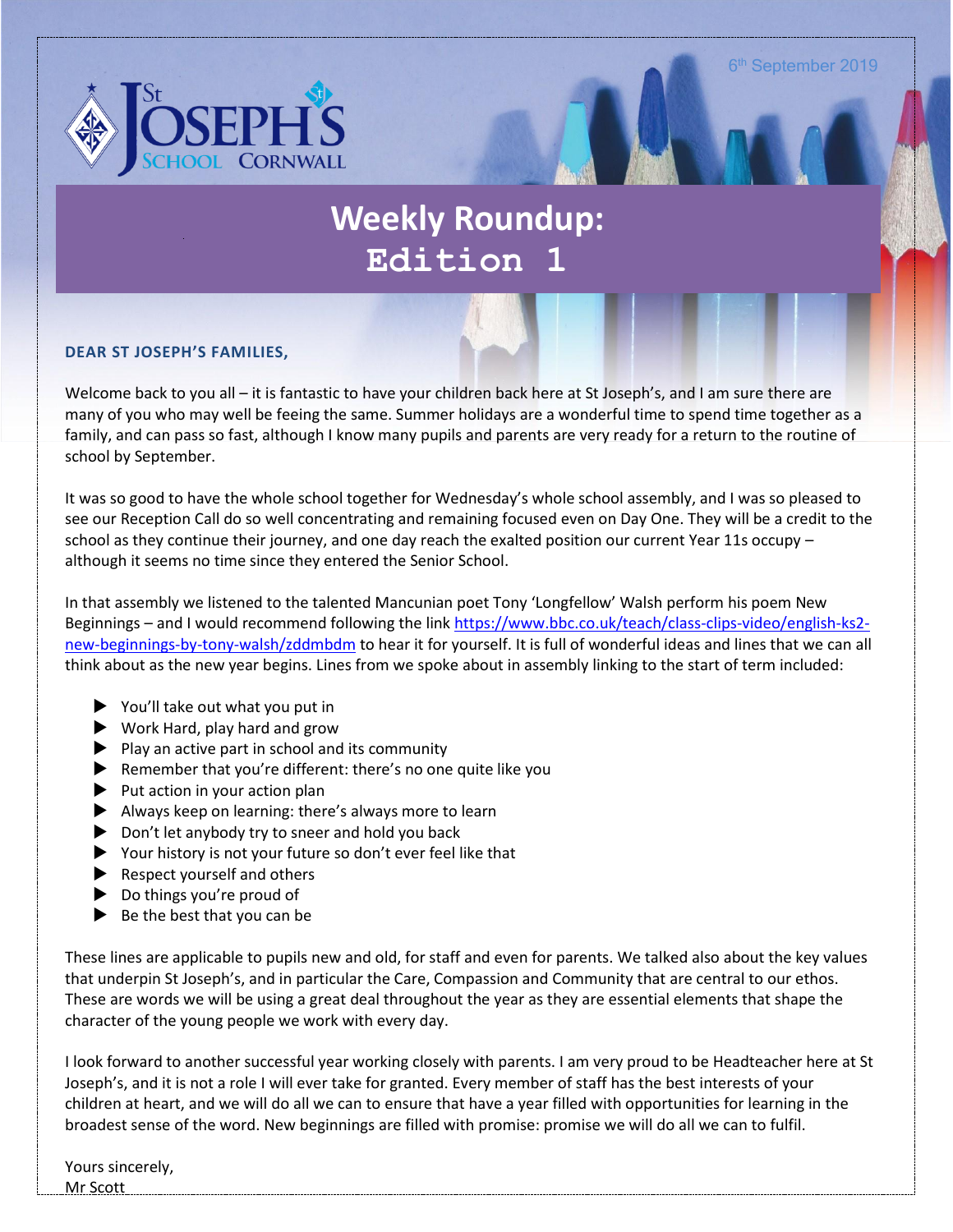6th September 2019

St JOSEPH'S SCHOOL CORNWALL

# Weekly Roundup: Edition 1

**DEAR ST JOSEPH'S FAMILIES,**

Welcome back to you all – it is fantastic to have your children back here at St Joseph's, and I am sure there are many of you who may well be feeing the same. Summer holidays are a wonderful time to spend time together as a family, and can pass so fast, although I know many pupils and parents are very ready for a return to the routine of school by September.

It was so good to have the whole school together for Wednesday's whole school assembly, and I was so pleased to see our Reception Call do so well concentrating and remaining focused even on Day One. They will be a credit to the school as they continue their journey, and one day reach the exalted position our current Year 11s occupy – although it seems no time since they entered the Senior School.

In that assembly we listened to the talented Mancunian poet Tony 'Longfellow' Walsh perform his poem New Beginnings – and I would recommend following the link https://www.bbc.co.uk/teach/class-clips-video/english-ks2-new-beginnings-by-tony-walsh/zddmbdm to hear it for yourself. It is full of wonderful ideas and lines that we can all think about as the new year begins. Lines from we spoke about in assembly linking to the start of term included:

- You'll take out what you put in
- Work Hard, play hard and grow
- Play an active part in school and its community
- Remember that you're different: there's no one quite like you
- Put action in your action plan
- Always keep on learning: there's always more to learn
- Don't let anybody try to sneer and hold you back
- Your history is not your future so don't ever feel like that
- Respect yourself and others
- Do things you're proud of
- Be the best that you can be

These lines are applicable to pupils new and old, for staff and even for parents. We talked also about the key values that underpin St Joseph's, and in particular the Care, Compassion and Community that are central to our ethos. These are words we will be using a great deal throughout the year as they are essential elements that shape the character of the young people we work with every day.

I look forward to another successful year working closely with parents. I am very proud to be Headteacher here at St Joseph's, and it is not a role I will ever take for granted. Every member of staff has the best interests of your children at heart, and we will do all we can to ensure that have a year filled with opportunities for learning in the broadest sense of the word. New beginnings are filled with promise: promise we will do all we can to fulfil.

Yours sincerely,
Mr Scott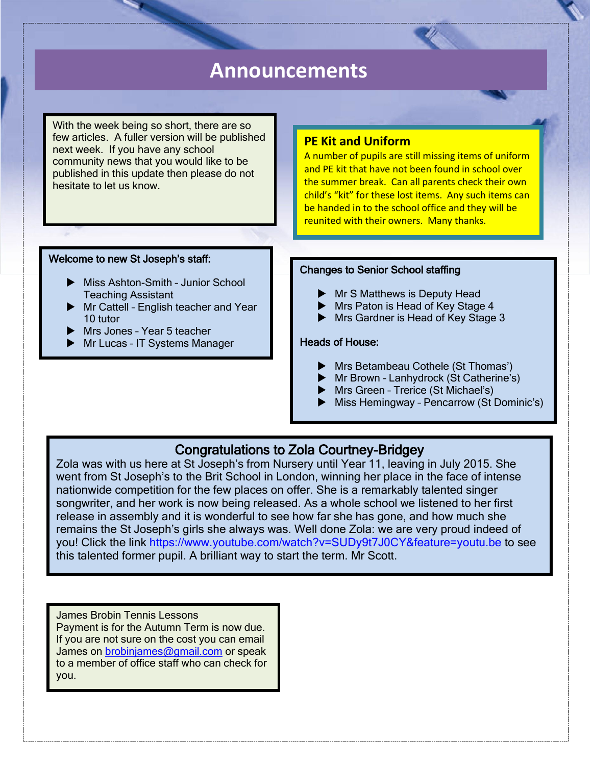# Announcements

With the week being so short, there are so few articles. A fuller version will be published next week. If you have any school community news that you would like to be published in this update then please do not hesitate to let us know.

## PE Kit and Uniform

A number of pupils are still missing items of uniform and PE kit that have not been found in school over the summer break. Can all parents check their own child's "kit" for these lost items. Any such items can be handed in to the school office and they will be reunited with their owners. Many thanks.

**Welcome to new St Joseph's staff:**

- Miss Ashton-Smith – Junior School Teaching Assistant
- Mr Cattell – English teacher and Year 10 tutor
- Mrs Jones – Year 5 teacher
- Mr Lucas – IT Systems Manager

**Changes to Senior School staffing**

- Mr S Matthews is Deputy Head
- Mrs Paton is Head of Key Stage 4
- Mrs Gardner is Head of Key Stage 3

**Heads of House:**

- Mrs Betambeau Cothele (St Thomas')
- Mr Brown – Lanhydrock (St Catherine's)
- Mrs Green – Trerice (St Michael's)
- Miss Hemingway – Pencarrow (St Dominic's)

## Congratulations to Zola Courtney-Bridgey

Zola was with us here at St Joseph's from Nursery until Year 11, leaving in July 2015. She went from St Joseph's to the Brit School in London, winning her place in the face of intense nationwide competition for the few places on offer. She is a remarkably talented singer songwriter, and her work is now being released. As a whole school we listened to her first release in assembly and it is wonderful to see how far she has gone, and how much she remains the St Joseph's girls she always was. Well done Zola: we are very proud indeed of you! Click the link https://www.youtube.com/watch?v=SUDy9t7J0CY&feature=youtu.be to see this talented former pupil. A brilliant way to start the term. Mr Scott.

James Brobin Tennis Lessons
Payment is for the Autumn Term is now due. If you are not sure on the cost you can email James on brobinjames@gmail.com or speak to a member of office staff who can check for you.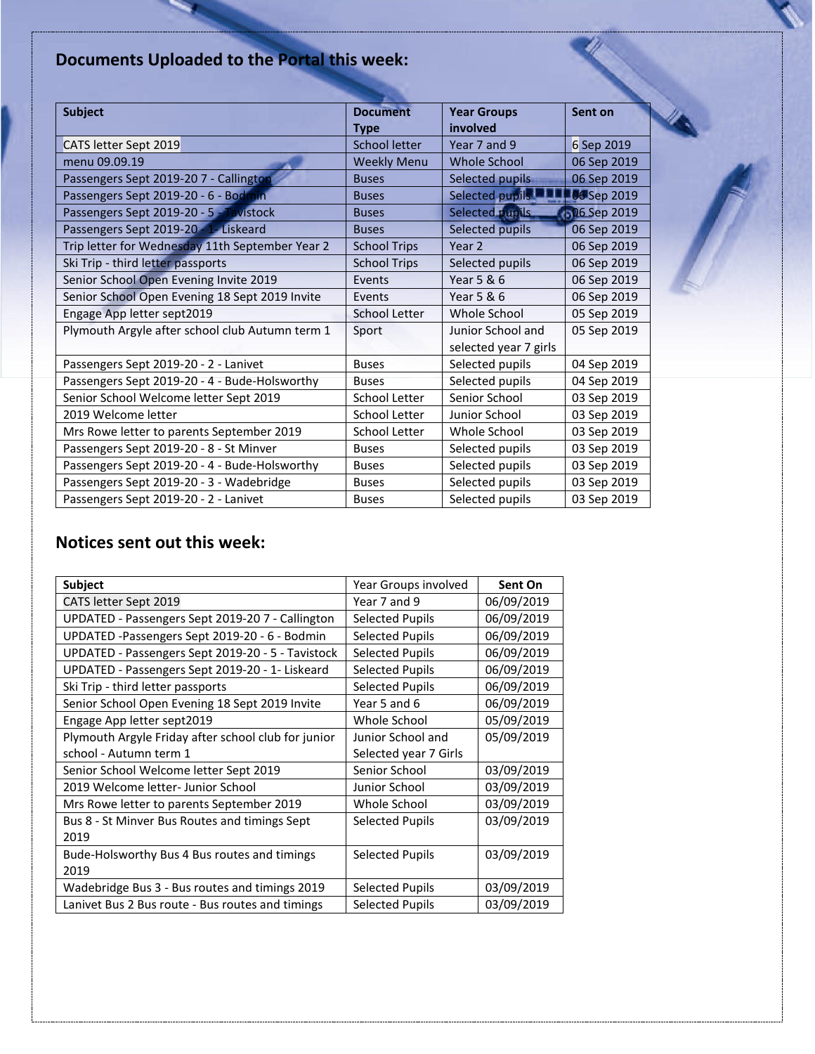## Documents Uploaded to the Portal this week:

| Subject | Document Type | Year Groups involved | Sent on |
|---|---|---|---|
| CATS letter Sept 2019 | School letter | Year 7 and 9 | 6 Sep 2019 |
| menu 09.09.19 | Weekly Menu | Whole School | 06 Sep 2019 |
| Passengers Sept 2019-20 7 - Callington | Buses | Selected pupils | 06 Sep 2019 |
| Passengers Sept 2019-20 - 6 - Bodmin | Buses | Selected pupils | 06 Sep 2019 |
| Passengers Sept 2019-20 - 5 - Tavistock | Buses | Selected pupils | 06 Sep 2019 |
| Passengers Sept 2019-20 - 1- Liskeard | Buses | Selected pupils | 06 Sep 2019 |
| Trip letter for Wednesday 11th September Year 2 | School Trips | Year 2 | 06 Sep 2019 |
| Ski Trip - third letter passports | School Trips | Selected pupils | 06 Sep 2019 |
| Senior School Open Evening Invite 2019 | Events | Year 5 & 6 | 06 Sep 2019 |
| Senior School Open Evening 18 Sept 2019 Invite | Events | Year 5 & 6 | 06 Sep 2019 |
| Engage App letter sept2019 | School Letter | Whole School | 05 Sep 2019 |
| Plymouth Argyle after school club Autumn term 1 | Sport | Junior School and selected year 7 girls | 05 Sep 2019 |
| Passengers Sept 2019-20 - 2 - Lanivet | Buses | Selected pupils | 04 Sep 2019 |
| Passengers Sept 2019-20 - 4 - Bude-Holsworthy | Buses | Selected pupils | 04 Sep 2019 |
| Senior School Welcome letter Sept 2019 | School Letter | Senior School | 03 Sep 2019 |
| 2019 Welcome letter | School Letter | Junior School | 03 Sep 2019 |
| Mrs Rowe letter to parents September 2019 | School Letter | Whole School | 03 Sep 2019 |
| Passengers Sept 2019-20 - 8 - St Minver | Buses | Selected pupils | 03 Sep 2019 |
| Passengers Sept 2019-20 - 4 - Bude-Holsworthy | Buses | Selected pupils | 03 Sep 2019 |
| Passengers Sept 2019-20 - 3 - Wadebridge | Buses | Selected pupils | 03 Sep 2019 |
| Passengers Sept 2019-20 - 2 - Lanivet | Buses | Selected pupils | 03 Sep 2019 |

## Notices sent out this week:

| Subject | Year Groups involved | Sent On |
|---|---|---|
| CATS letter Sept 2019 | Year 7 and 9 | 06/09/2019 |
| UPDATED - Passengers Sept 2019-20 7 - Callington | Selected Pupils | 06/09/2019 |
| UPDATED -Passengers Sept 2019-20 - 6 - Bodmin | Selected Pupils | 06/09/2019 |
| UPDATED - Passengers Sept 2019-20 - 5 - Tavistock | Selected Pupils | 06/09/2019 |
| UPDATED - Passengers Sept 2019-20 - 1- Liskeard | Selected Pupils | 06/09/2019 |
| Ski Trip - third letter passports | Selected Pupils | 06/09/2019 |
| Senior School Open Evening 18 Sept 2019 Invite | Year 5 and 6 | 06/09/2019 |
| Engage App letter sept2019 | Whole School | 05/09/2019 |
| Plymouth Argyle Friday after school club for junior school - Autumn term 1 | Junior School and Selected year 7 Girls | 05/09/2019 |
| Senior School Welcome letter Sept 2019 | Senior School | 03/09/2019 |
| 2019 Welcome letter- Junior School | Junior School | 03/09/2019 |
| Mrs Rowe letter to parents September 2019 | Whole School | 03/09/2019 |
| Bus 8 - St Minver Bus Routes and timings Sept 2019 | Selected Pupils | 03/09/2019 |
| Bude-Holsworthy Bus 4 Bus routes and timings 2019 | Selected Pupils | 03/09/2019 |
| Wadebridge Bus 3 - Bus routes and timings 2019 | Selected Pupils | 03/09/2019 |
| Lanivet Bus 2 Bus route - Bus routes and timings | Selected Pupils | 03/09/2019 |